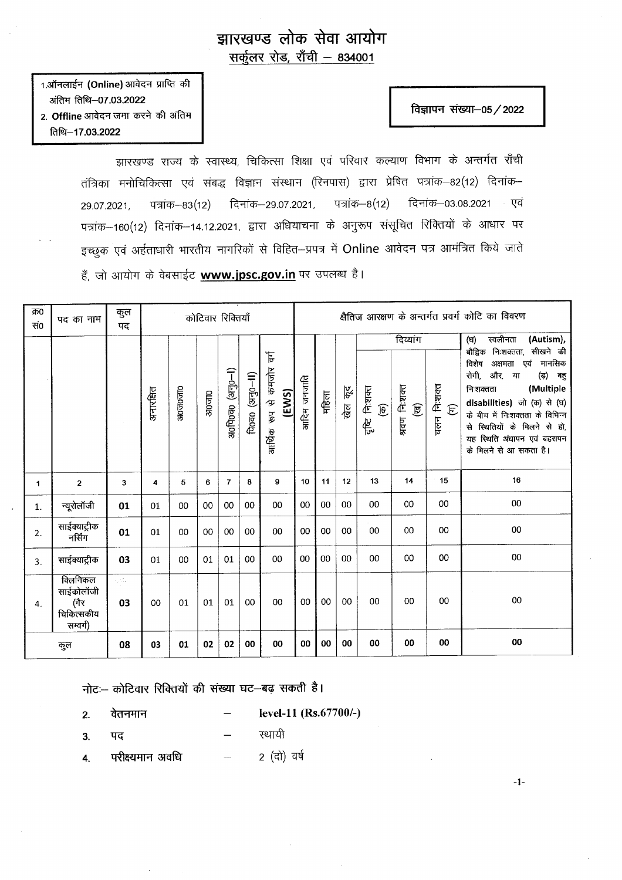# झारखण्ड लोक सेवा आयोग

## सर्कुलर रोड, राँची – 834001

1. ऑनलाईन (Online) आवेदन प्राप्ति की अंतिम तिथि–07.03.2022
2. Offline आवेदन जमा करने की अंतिम तिथि–17.03.2022

**विज्ञापन संख्या–05/2022**

झारखण्ड राज्य के स्वास्थ्य, चिकित्सा शिक्षा एवं परिवार कल्याण विभाग के अन्तर्गत राँची तंत्रिका मनोचिकित्सा एवं संबद्ध विज्ञान संस्थान (रिनपास) द्वारा प्रेषित पत्रांक–82(12) दिनांक–29.07.2021, पत्रांक–83(12) दिनांक–29.07.2021, पत्रांक–8(12) दिनांक–03.08.2021 एवं पत्रांक–160(12) दिनांक–14.12.2021, द्वारा अधियाचना के अनुरूप संसूचित रिक्तियों के आधार पर इच्छुक एवं अर्हताधारी भारतीय नागरिकों से विहित–प्रपत्र में Online आवेदन पत्र आमंत्रित किये जाते हैं, जो आयोग के वेबसाईट **www.jpsc.gov.in** पर उपलब्ध है।

| क्र0 सं0 | पद का नाम | कुल पद | कोटिवार रिक्तियाँ | | | | | | क्षैतिज आरक्षण के अन्तर्गत प्रवर्ग कोटि का विवरण | | | | | | |
|---|---|---|---|---|---|---|---|---|---|---|---|---|---|---|---|
| | | | | | | | | | | | | दिव्यांग | | | (घ) स्वलीनता (Autism), बौद्धिक निःशक्तता, सीखने की विशेष अक्षमता एवं मानसिक रोगी, और, या (ङ) बहु निःशक्तता (Multiple disabilities) जो (क) से (घ) के बीच में निःशक्तता के विभिन्न से स्थितियों के मिलने से हो, यह स्थिति अंधापन एवं बहरापन के मिलने से आ सकता है। |
| | | | अनारक्षित | अ0ज0जा0 | अ0जा0 | अ0पि0व0 (अनु0–I) | पि0व0 (अनु0–II) | आर्थिक रूप से कमजोर वर्ग (EWS) | आदिम जनजाति | महिला | खेल कूद | दृष्टि निःशक्त (क) | श्रवण निःशक्त (ख) | चलन निःशक्त (ग) | |
| 1 | 2 | 3 | 4 | 5 | 6 | 7 | 8 | 9 | 10 | 11 | 12 | 13 | 14 | 15 | 16 |
| 1. | न्यूरोलॉजी | **01** | 01 | 00 | 00 | 00 | 00 | 00 | 00 | 00 | 00 | 00 | 00 | 00 | 00 |
| 2. | साईक्याट्रीक नर्सिंग | **01** | 01 | 00 | 00 | 00 | 00 | 00 | 00 | 00 | 00 | 00 | 00 | 00 | 00 |
| 3. | साईक्याट्रीक | **03** | 01 | 00 | 01 | 01 | 00 | 00 | 00 | 00 | 00 | 00 | 00 | 00 | 00 |
| 4. | क्लिनिकल साईकोलॉजी (गैर चिकित्सकीय सम्वर्ग) | **03** | 00 | 01 | 01 | 01 | 00 | 00 | 00 | 00 | 00 | 00 | 00 | 00 | 00 |
| | कुल | **08** | **03** | **01** | **02** | **02** | **00** | **00** | **00** | **00** | **00** | **00** | **00** | **00** | **00** |

नोटः– कोटिवार रिक्तियों की संख्या घट–बढ़ सकती है।

2. वेतनमान – **level-11 (Rs.67700/-)**
3. पद – स्थायी
4. परीक्ष्यमान अवधि – 2 (दो) वर्ष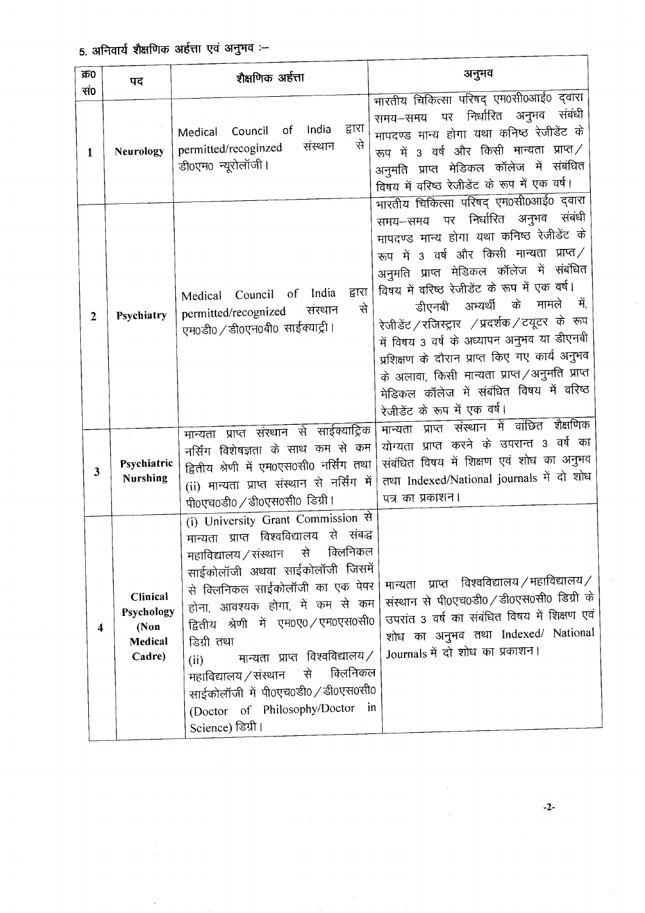5. अनिवार्य शैक्षणिक अर्हत्ता एवं अनुभव :–

| क्र0 सं0 | पद | शैक्षणिक अर्हत्ता | अनुभव |
| --- | --- | --- | --- |
| 1 | Neurology | Medical Council of India द्वारा permitted/recoginzed संस्थान से डी0एम0 न्यूरोलॉजी। | भारतीय चिकित्सा परिषद् एम0सी0आई0 द्वारा समय–समय पर निर्धारित अनुभव संबंधी मापदण्ड मान्य होगा यथा कनिष्ठ रेजीडेंट के रूप में 3 वर्ष और किसी मान्यता प्राप्त/अनुमति प्राप्त मेडिकल कॉलेज में संबंधित विषय में वरिष्ठ रेजीडेंट के रूप में एक वर्ष। |
| 2 | Psychiatry | Medical Council of India द्वारा permitted/recognized संस्थान से एम0डी0/डी0एन0बी0 साईक्याट्री। | भारतीय चिकित्सा परिषद् एम0सी0आई0 द्वारा समय–समय पर निर्धारित अनुभव संबंधी मापदण्ड मान्य होगा यथा कनिष्ठ रेजीडेंट के रूप में 3 वर्ष और किसी मान्यता प्राप्त/अनुमति प्राप्त मेडिकल कॉलेज में संबंधित विषय में वरिष्ठ रेजीडेंट के रूप में एक वर्ष। डीएनबी अभ्यर्थी के मामले में, रेजीडेंट/रजिस्ट्रार /प्रदर्शक/ट्यूटर के रूप में विषय 3 वर्ष के अध्यापन अनुभव या डीएनबी प्रशिक्षण के दौरान प्राप्त किए गए कार्य अनुभव के अलावा, किसी मान्यता प्राप्त/अनुमति प्राप्त मेडिकल कॉलेज में संबंधित विषय में वरिष्ठ रेजीडेंट के रूप में एक वर्ष। |
| 3 | Psychiatric Nursing | मान्यता प्राप्त संस्थान से साईक्याट्रिक नर्सिंग विशेषज्ञता के साथ कम से कम द्वितीय श्रेणी में एम0एस0सी0 नर्सिंग तथा (ii) मान्यता प्राप्त संस्थान से नर्सिंग में पी0एच0डी0/डी0एस0सी0 डिग्री। | मान्यता प्राप्त संस्थान में वांछित शैक्षणिक योग्यता प्राप्त करने के उपरान्त 3 वर्ष का संबंधित विषय में शिक्षण एवं शोध का अनुभव तथा Indexed/National journals में दो शोध पत्र का प्रकाशन। |
| 4 | Clinical Psychology (Non Medical Cadre) | (i) University Grant Commission से मान्यता प्राप्त विश्वविद्यालय से संबद्ध महाविद्यालय/संस्थान से क्लिनिकल साईकोलॉजी अथवा साईकोलॉजी जिसमें से क्लिनिकल साईकोलॉजी का एक पेपर होना, आवश्यक होगा, में कम से कम द्वितीय श्रेणी में एम0ए0/एम0एस0सी0 डिग्री तथा (ii) मान्यता प्राप्त विश्वविद्यालय/महाविद्यालय/संस्थान से क्लिनिकल साईकोलॉजी में पी0एच0डी0/डी0एस0सी0 (Doctor of Philosophy/Doctor in Science) डिग्री। | मान्यता प्राप्त विश्वविद्यालय/महाविद्यालय/संस्थान से पी0एच0डी0/डी0एस0सी0 डिग्री के उपरांत 3 वर्ष का संबंधित विषय में शिक्षण एवं शोध का अनुभव तथा Indexed/ National Journals में दो शोध का प्रकाशन। |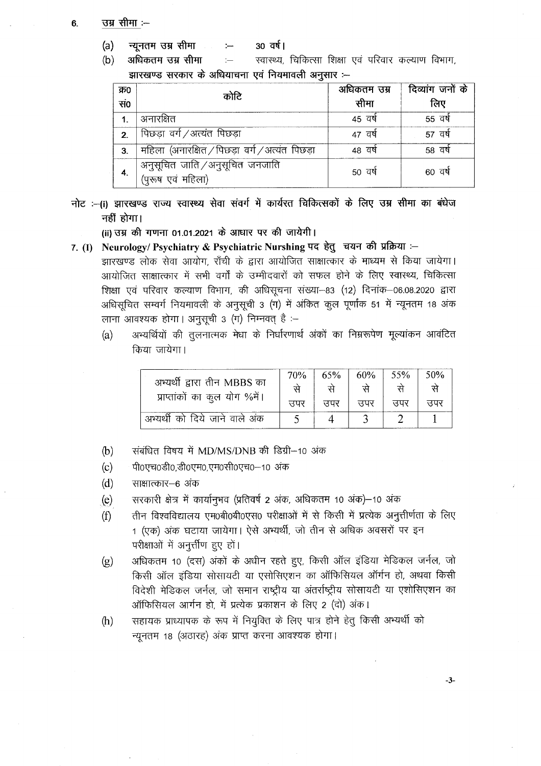6. **उम्र सीमा :–**

(a) **न्यूनतम उम्र सीमा** :– 30 वर्ष।

(b) **अधिकतम उम्र सीमा** :– स्वास्थ्य, चिकित्सा शिक्षा एवं परिवार कल्याण विभाग, **झारखण्ड सरकार के अधियाचना एवं नियमावली अनुसार :–**

| क्र0 सं0 | कोटि | अधिकतम उम्र सीमा | दिव्यांग जनों के लिए |
|---|---|---|---|
| 1. | अनारक्षित | 45 वर्ष | 55 वर्ष |
| 2. | पिछड़ा वर्ग/अत्यंत पिछड़ा | 47 वर्ष | 57 वर्ष |
| 3. | महिला (अनारक्षित/पिछड़ा वर्ग/अत्यंत पिछड़ा | 48 वर्ष | 58 वर्ष |
| 4. | अनुसूचित जाति/अनुसूचित जनजाति (पुरूष एवं महिला) | 50 वर्ष | 60 वर्ष |

**नोट :–(i) झारखण्ड राज्य स्वास्थ्य सेवा संवर्ग में कार्यरत चिकित्सकों के लिए उम्र सीमा का बंधेज नहीं होगा।**

**(ii) उम्र की गणना 01.01.2021 के आधार पर की जायेगी।**

7. (I) **Neurology/ Psychiatry & Psychiatric Nurshing पद हेतु चयन की प्रक्रिया :–**

झारखण्ड लोक सेवा आयोग, राँची के द्वारा आयोजित साक्षात्कार के माध्यम से किया जायेगा। आयोजित साक्षात्कार में सभी वर्गों के उम्मीदवारों को सफल होने के लिए स्वास्थ्य, चिकित्सा शिक्षा एवं परिवार कल्याण विभाग, की अधिसूचना संख्या–83 (12) दिनांक–06.08.2020 द्वारा अधिसूचित सम्वर्ग नियमावली के अनुसूची 3 (ग) में अंकित कुल पूर्णांक 51 में न्यूनतम 18 अंक लाना आवश्यक होगा। अनुसूची 3 (ग) निम्नवत् है :–

(a) अभ्यर्थियों की तुलनात्मक मेधा के निर्धारणार्थ अंकों का निम्नरूपेण मूल्यांकन आवंटित किया जायेगा।

| अभ्यर्थी द्वारा तीन MBBS का प्राप्तांकों का कुल योग %में। | 70% से उपर | 65% से उपर | 60% से उपर | 55% से उपर | 50% से उपर |
|---|---|---|---|---|---|
| अभ्यर्थी को दिये जाने वाले अंक | 5 | 4 | 3 | 2 | 1 |

(b) संबंधित विषय में MD/MS/DNB की डिग्री–10 अंक

(c) पी0एच0डी0,डी0एम0,एम0सी0एच0–10 अंक

(d) साक्षात्कार–6 अंक

(e) सरकारी क्षेत्र में कार्यानुभव (प्रतिवर्ष 2 अंक, अधिकतम 10 अंक)–10 अंक

(f) तीन विश्वविद्यालय एम0बी0बी0एस0 परीक्षाओं में से किसी में प्रत्येक अनुत्तीर्णता के लिए 1 (एक) अंक घटाया जायेगा। ऐसे अभ्यर्थी, जो तीन से अधिक अवसरों पर इन परीक्षाओं में अनुत्तीर्ण हुए हों।

(g) अधिकतम 10 (दस) अंकों के अधीन रहते हुए, किसी ऑल इंडिया मेडिकल जर्नल, जो किसी ऑल इंडिया सोसायटी या एसोसिएशन का ऑफिसियल ऑर्गन हो, अथवा किसी विदेशी मेडिकल जर्नल, जो समान राष्ट्रीय या अंतर्राष्ट्रीय सोसायटी या एशोसिएशन का ऑफिसियल आर्गन हो, में प्रत्येक प्रकाशन के लिए 2 (दो) अंक।

(h) सहायक प्राध्यापक के रूप में नियुक्ति के लिए पात्र होने हेतु किसी अभ्यर्थी को न्यूनतम 18 (अठारह) अंक प्राप्त करना आवश्यक होगा।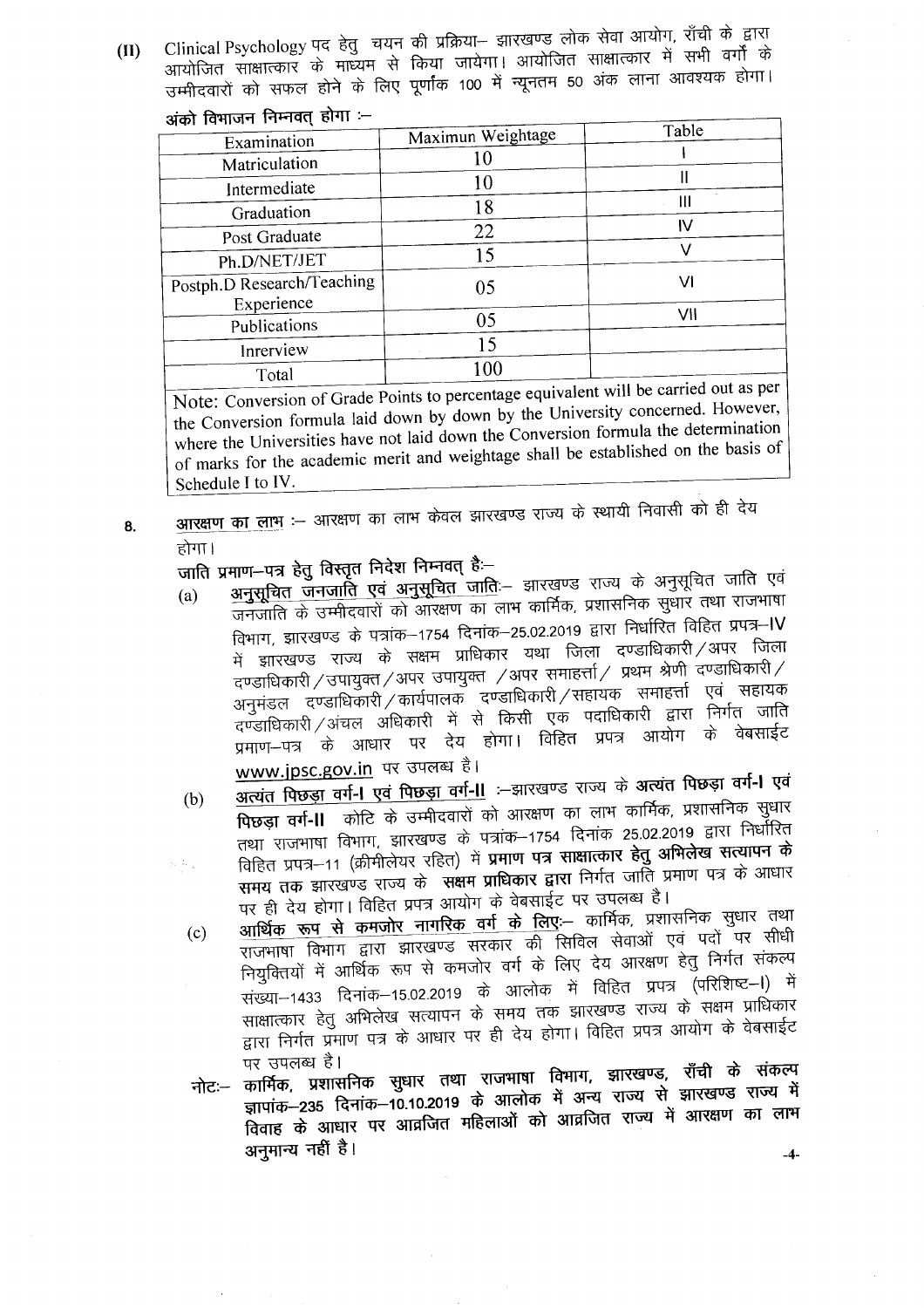**(II)** Clinical Psychology पद हेतु चयन की प्रक्रिया– झारखण्ड लोक सेवा आयोग, राँची के द्वारा आयोजित साक्षात्कार के माध्यम से किया जायेगा। आयोजित साक्षात्कार में सभी वर्गों के उम्मीदवारों को सफल होने के लिए पूर्णांक 100 में न्यूनतम 50 अंक लाना आवश्यक होगा।

अंको विभाजन निम्नवत् होगा :–

| Examination | Maximun Weightage | Table |
|---|---|---|
| Matriculation | 10 | I |
| Intermediate | 10 | II |
| Graduation | 18 | III |
| Post Graduate | 22 | IV |
| Ph.D/NET/JET | 15 | V |
| Postph.D Research/Teaching Experience | 05 | VI |
| Publications | 05 | VII |
| Inrerview | 15 | |
| Total | 100 | |

Note: Conversion of Grade Points to percentage equivalent will be carried out as per the Conversion formula laid down by down by the University concerned. However, where the Universities have not laid down the Conversion formula the determination of marks for the academic merit and weightage shall be established on the basis of Schedule I to IV.

**8.** <u>आरक्षण का लाभ</u> :– आरक्षण का लाभ केवल झारखण्ड राज्य के स्थायी निवासी को ही देय होगा।

जाति प्रमाण–पत्र हेतु विस्तृत निदेश निम्नवत् है:–

(a) <u>अनुसूचित जनजाति एवं अनुसूचित जाति</u>:– झारखण्ड राज्य के अनुसूचित जाति एवं जनजाति के उम्मीदवारों को आरक्षण का लाभ कार्मिक, प्रशासनिक सुधार तथा राजभाषा विभाग, झारखण्ड के पत्रांक–1754 दिनांक–25.02.2019 द्वारा निर्धारित विहित प्रपत्र–IV में झारखण्ड राज्य के सक्षम प्राधिकार यथा जिला दण्डाधिकारी/अपर जिला दण्डाधिकारी/उपायुक्त/अपर उपायुक्त /अपर समाहर्त्ता/ प्रथम श्रेणी दण्डाधिकारी/ अनुमंडल दण्डाधिकारी/कार्यपालक दण्डाधिकारी/सहायक समाहर्त्ता एवं सहायक दण्डाधिकारी/अंचल अधिकारी में से किसी एक पदाधिकारी द्वारा निर्गत जाति प्रमाण–पत्र के आधार पर देय होगा। विहित प्रपत्र आयोग के वेबसाईट <u>www.jpsc.gov.in</u> पर उपलब्ध है।

(b) <u>अत्यंत पिछड़ा वर्ग-I एवं पिछड़ा वर्ग-II</u> :–झारखण्ड राज्य के **अत्यंत पिछड़ा वर्ग-I एवं पिछड़ा वर्ग-II** कोटि के उम्मीदवारों को आरक्षण का लाभ कार्मिक, प्रशासनिक सुधार तथा राजभाषा विभाग, झारखण्ड के पत्रांक–1754 दिनांक 25.02.2019 द्वारा निर्धारित विहित प्रपत्र–11 (क्रीमीलेयर रहित) में **प्रमाण पत्र साक्षात्कार हेतु अभिलेख सत्यापन के समय तक** झारखण्ड राज्य के **सक्षम प्राधिकार द्वारा** निर्गत जाति प्रमाण पत्र के आधार पर ही देय होगा। विहित प्रपत्र आयोग के वेबसाईट पर उपलब्ध है।

(c) <u>आर्थिक रूप से कमजोर नागरिक वर्ग के लिए</u>:– कार्मिक, प्रशासनिक सुधार तथा राजभाषा विभाग द्वारा झारखण्ड सरकार की सिविल सेवाओं एवं पदों पर सीधी नियुक्तियों में आर्थिक रूप से कमजोर वर्ग के लिए देय आरक्षण हेतु निर्गत संकल्प संख्या–1433 दिनांक–15.02.2019 के आलोक में विहित प्रपत्र (परिशिष्ट–I) में साक्षात्कार हेतु अभिलेख सत्यापन के समय तक झारखण्ड राज्य के सक्षम प्राधिकार द्वारा निर्गत प्रमाण पत्र के आधार पर ही देय होगा। विहित प्रपत्र आयोग के वेबसाईट पर उपलब्ध है।

**नोटः– कार्मिक, प्रशासनिक सुधार तथा राजभाषा विभाग, झारखण्ड, राँची के संकल्प ज्ञापांक–235 दिनांक–10.10.2019 के आलोक में अन्य राज्य से झारखण्ड राज्य में विवाह के आधार पर आव्रजित महिलाओं को आव्रजित राज्य में आरक्षण का लाभ अनुमान्य नहीं है।**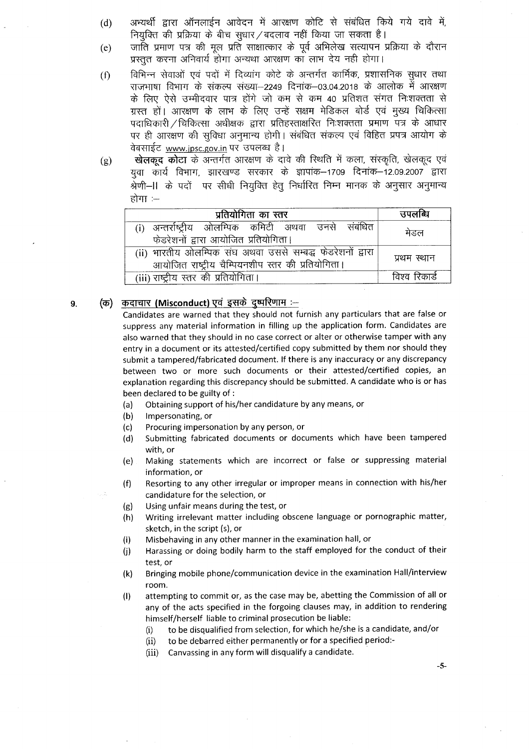(d) अभ्यर्थी द्वारा ऑनलाईन आवेदन में आरक्षण कोटि से संबंधित किये गये दावे में, नियुक्ति की प्रक्रिया के बीच सुधार/बदलाव नहीं किया जा सकता है।

(e) जाति प्रमाण पत्र की मूल प्रति साक्षात्कार के पूर्व अभिलेख सत्यापन प्रक्रिया के दौरान प्रस्तुत करना अनिवार्य होगा अन्यथा आरक्षण का लाभ देय नही होगा।

(f) विभिन्न सेवाओं एवं पदों में दिव्यांग कोटे के अन्तर्गत कार्मिक, प्रशासनिक सुधार तथा राजभाषा विभाग के संकल्प संख्या–2249 दिनांक–03.04.2018 के आलोक में आरक्षण के लिए ऐसे उम्मीदवार पात्र होंगे जो कम से कम 40 प्रतिशत संगत निःशक्तता से ग्रस्त हों। आरक्षण के लाभ के लिए उन्हें सक्षम मेडिकल बोर्ड एवं मुख्य चिकित्सा पदाधिकारी/चिकित्सा अधीक्षक द्वारा प्रतिहस्ताक्षरित निःशक्तता प्रमाण पत्र के आधार पर ही आरक्षण की सुविधा अनुमान्य होगी। संबंधित संकल्प एवं विहित प्रपत्र आयोग के वेबसाईट www.jpsc.gov.in पर उपलब्ध है।

(g) **खेलकूद कोटा** के अन्तर्गत आरक्षण के दावे की स्थिति में कला, संस्कृति, खेलकूद एवं युवा कार्य विभाग, झारखण्ड सरकार के ज्ञापांक–1709 दिनांक–12.09.2007 द्वारा श्रेणी–II के पदों पर सीधी नियुक्ति हेतु निर्धारित निम्न मानक के अनुसार अनुमान्य होगा :–

| प्रतियोगिता का स्तर | उपलब्धि |
|---|---|
| (i) अन्तर्राष्ट्रीय ओलम्पिक कमिटी अथवा उनसे संबंधित फेडरेशनों द्वारा आयोजित प्रतियोगिता। | मेडल |
| (ii) भारतीय ओलम्पिक संघ अथवा उससे सम्बद्ध फेडरेशनों द्वारा आयोजित राष्ट्रीय चैम्पियनशीप स्तर की प्रतियोगिता। | प्रथम स्थान |
| (iii) राष्ट्रीय स्तर की प्रतियोगिता। | विश्व रिकार्ड |

## 9. (क) कदाचार (Misconduct) एवं इसके दुष्परिणाम :–

Candidates are warned that they should not furnish any particulars that are false or suppress any material information in filling up the application form. Candidates are also warned that they should in no case correct or alter or otherwise tamper with any entry in a document or its attested/certified copy submitted by them nor should they submit a tampered/fabricated document. If there is any inaccuracy or any discrepancy between two or more such documents or their attested/certified copies, an explanation regarding this discrepancy should be submitted. A candidate who is or has been declared to be guilty of :

(a) Obtaining support of his/her candidature by any means, or

(b) Impersonating, or

(c) Procuring impersonation by any person, or

(d) Submitting fabricated documents or documents which have been tampered with, or

(e) Making statements which are incorrect or false or suppressing material information, or

(f) Resorting to any other irregular or improper means in connection with his/her candidature for the selection, or

(g) Using unfair means during the test, or

(h) Writing irrelevant matter including obscene language or pornographic matter, sketch, in the script (s), or

(i) Misbehaving in any other manner in the examination hall, or

(j) Harassing or doing bodily harm to the staff employed for the conduct of their test, or

(k) Bringing mobile phone/communication device in the examination Hall/interview room.

(l) attempting to commit or, as the case may be, abetting the Commission of all or any of the acts specified in the forgoing clauses may, in addition to rendering himself/herself liable to criminal prosecution be liable:

  (i) to be disqualified from selection, for which he/she is a candidate, and/or

  (ii) to be debarred either permanently or for a specified period:-

  (iii) Canvassing in any form will disqualify a candidate.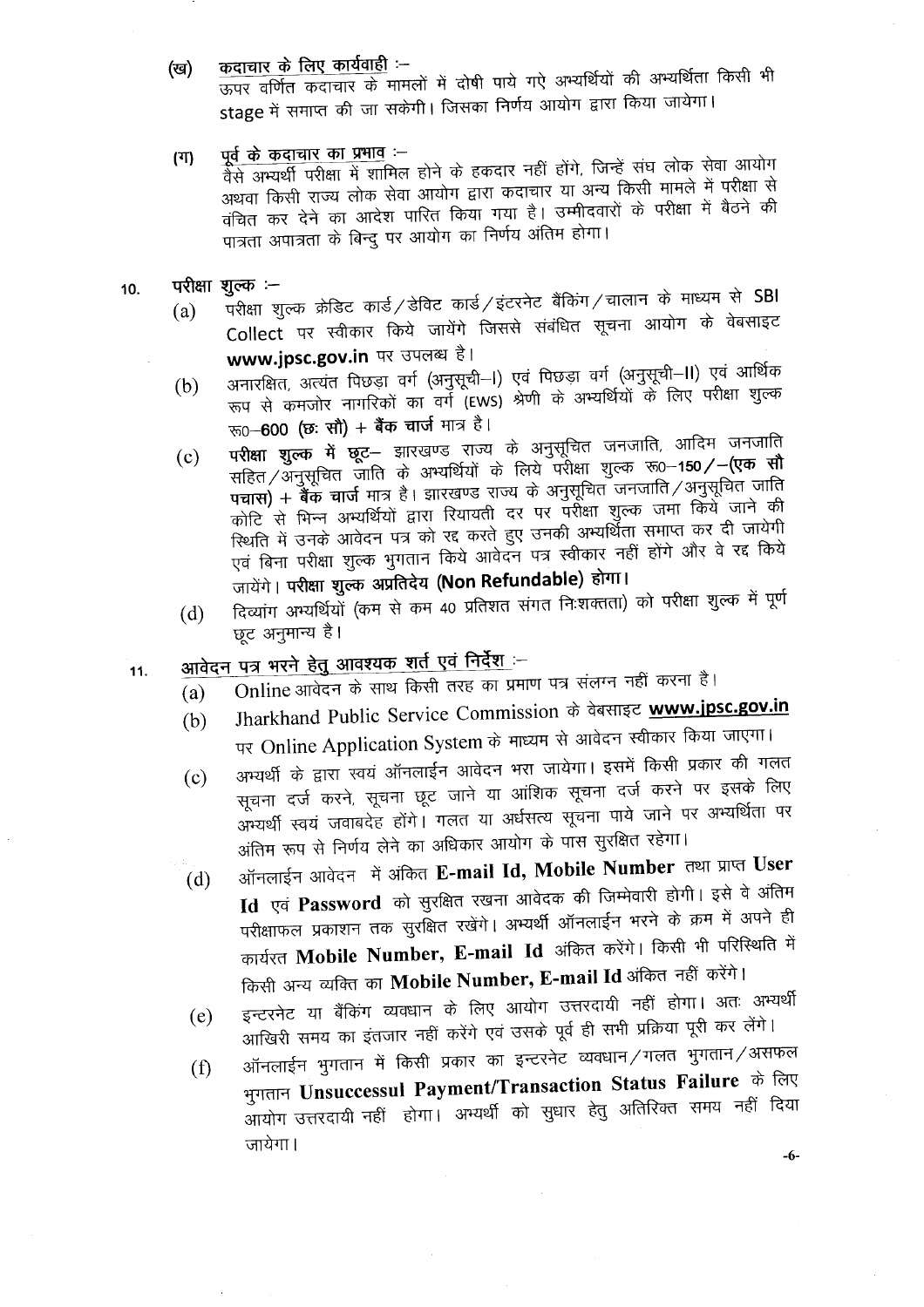(ख) **कदाचार के लिए कार्यवाही :–**
ऊपर वर्णित कदाचार के मामलों में दोषी पाये गऐ अभ्यर्थियों की अभ्यर्थिता किसी भी stage में समाप्त की जा सकेगी। जिसका निर्णय आयोग द्वारा किया जायेगा।

(ग) **पूर्व के कदाचार का प्रभाव :–**
वैसे अभ्यर्थी परीक्षा में शामिल होने के हकदार नहीं होंगे, जिन्हें संघ लोक सेवा आयोग अथवा किसी राज्य लोक सेवा आयोग द्वारा कदाचार या अन्य किसी मामले में परीक्षा से वंचित कर देने का आदेश पारित किया गया है। उम्मीदवारों के परीक्षा में बैठने की पात्रता अपात्रता के बिन्दु पर आयोग का निर्णय अंतिम होगा।

10. **परीक्षा शुल्क :–**
   (a) परीक्षा शुल्क क्रेडिट कार्ड/डेबिट कार्ड/इंटरनेट बैंकिंग/चालान के माध्यम से SBI Collect पर स्वीकार किये जायेंगे जिससे संबंधित सूचना आयोग के वेबसाइट **www.jpsc.gov.in** पर उपलब्ध है।
   (b) अनारक्षित, अत्यंत पिछड़ा वर्ग (अनुसूची–I) एवं पिछड़ा वर्ग (अनुसूची–II) एवं आर्थिक रूप से कमजोर नागरिकों का वर्ग (EWS) श्रेणी के अभ्यर्थियों के लिए परीक्षा शुल्क रू0–**600 (छः सौ) + बैंक चार्ज** मात्र है।
   (c) **परीक्षा शुल्क में छूट–** झारखण्ड राज्य के अनुसूचित जनजाति, आदिम जनजाति सहित/अनुसूचित जाति के अभ्यर्थियों के लिये परीक्षा शुल्क रू0–**150/–(एक सौ पचास) + बैंक चार्ज** मात्र है। झारखण्ड राज्य के अनुसूचित जनजाति/अनुसूचित जाति कोटि से भिन्न अभ्यर्थियों द्वारा रियायती दर पर परीक्षा शुल्क जमा किये जाने की स्थिति में उनके आवेदन पत्र को रद्द करते हुए उनकी अभ्यर्थिता समाप्त कर दी जायेगी एवं बिना परीक्षा शुल्क भुगतान किये आवेदन पत्र स्वीकार नहीं होंगे और वे रद्द किये जायेंगे। **परीक्षा शुल्क अप्रतिदेय (Non Refundable) होगा।**
   (d) दिव्यांग अभ्यर्थियों (कम से कम 40 प्रतिशत संगत निःशक्तता) को परीक्षा शुल्क में पूर्ण छूट अनुमान्य है।

11. **आवेदन पत्र भरने हेतु आवश्यक शर्त एवं निर्देश :–**
   (a) Online आवेदन के साथ किसी तरह का प्रमाण पत्र संलग्न नहीं करना है।
   (b) Jharkhand Public Service Commission के वेबसाइट **www.jpsc.gov.in** पर Online Application System के माध्यम से आवेदन स्वीकार किया जाएगा।
   (c) अभ्यर्थी के द्वारा स्वयं ऑनलाईन आवेदन भरा जायेगा। इसमें किसी प्रकार की गलत सूचना दर्ज करने, सूचना छूट जाने या आंशिक सूचना दर्ज करने पर इसके लिए अभ्यर्थी स्वयं जवाबदेह होंगे। गलत या अर्धसत्य सूचना पाये जाने पर अभ्यर्थिता पर अंतिम रूप से निर्णय लेने का अधिकार आयोग के पास सुरक्षित रहेगा।
   (d) ऑनलाईन आवेदन में अंकित **E-mail Id, Mobile Number** तथा प्राप्त **User Id** एवं **Password** को सुरक्षित रखना आवेदक की जिम्मेवारी होगी। इसे वे अंतिम परीक्षाफल प्रकाशन तक सुरक्षित रखेंगे। अभ्यर्थी ऑनलाईन भरने के क्रम में अपने ही कार्यरत **Mobile Number, E-mail Id** अंकित करेंगे। किसी भी परिस्थिति में किसी अन्य व्यक्ति का **Mobile Number, E-mail Id** अंकित नहीं करेंगे।
   (e) इन्टरनेट या बैंकिंग व्यवधान के लिए आयोग उत्तरदायी नहीं होगा। अतः अभ्यर्थी आखिरी समय का इंतजार नहीं करेंगे एवं उसके पूर्व ही सभी प्रक्रिया पूरी कर लेंगे।
   (f) ऑनलाईन भुगतान में किसी प्रकार का इन्टरनेट व्यवधान/गलत भुगतान/असफल भुगतान **Unsuccessul Payment/Transaction Status Failure** के लिए आयोग उत्तरदायी नहीं होगा। अभ्यर्थी को सुधार हेतु अतिरिक्त समय नहीं दिया जायेगा।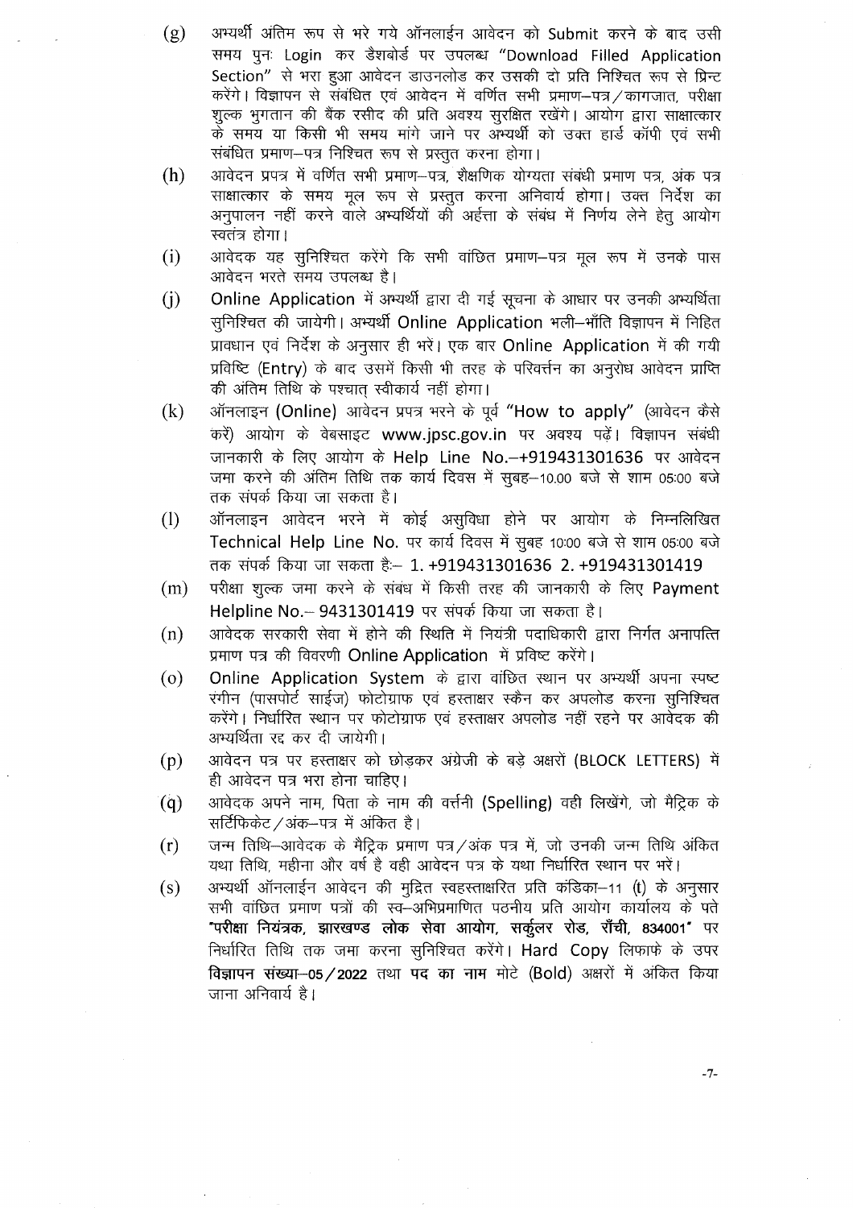(g) अभ्यर्थी अंतिम रूप से भरे गये ऑनलाईन आवेदन को Submit करने के बाद उसी समय पुनः Login कर डैशबोर्ड पर उपलब्ध "Download Filled Application Section" से भरा हुआ आवेदन डाउनलोड कर उसकी दो प्रति निश्चित रूप से प्रिन्ट करेंगे। विज्ञापन से संबंधित एवं आवेदन में वर्णित सभी प्रमाण–पत्र/कागजात, परीक्षा शुल्क भुगतान की बैंक रसीद की प्रति अवश्य सुरक्षित रखेंगे। आयोग द्वारा साक्षात्कार के समय या किसी भी समय मांगे जाने पर अभ्यर्थी को उक्त हार्ड कॉपी एवं सभी संबंधित प्रमाण–पत्र निश्चित रूप से प्रस्तुत करना होगा।

(h) आवेदन प्रपत्र में वर्णित सभी प्रमाण–पत्र, शैक्षणिक योग्यता संबंधी प्रमाण पत्र, अंक पत्र साक्षात्कार के समय मूल रूप से प्रस्तुत करना अनिवार्य होगा। उक्त निर्देश का अनुपालन नहीं करने वाले अभ्यर्थियों की अर्हत्ता के संबंध में निर्णय लेने हेतु आयोग स्वतंत्र होगा।

(i) आवेदक यह सुनिश्चित करेंगे कि सभी वांछित प्रमाण–पत्र मूल रूप में उनके पास आवेदन भरते समय उपलब्ध है।

(j) Online Application में अभ्यर्थी द्वारा दी गई सूचना के आधार पर उनकी अभ्यर्थिता सुनिश्चित की जायेगी। अभ्यर्थी Online Application भली–भाँति विज्ञापन में निहित प्रावधान एवं निर्देश के अनुसार ही भरें। एक बार Online Application में की गयी प्रविष्टि (Entry) के बाद उसमें किसी भी तरह के परिवर्त्तन का अनुरोध आवेदन प्राप्ति की अंतिम तिथि के पश्चात् स्वीकार्य नहीं होगा।

(k) ऑनलाइन (Online) आवेदन प्रपत्र भरने के पूर्व "How to apply" (आवेदन कैसे करें) आयोग के वेबसाइट www.jpsc.gov.in पर अवश्य पढ़ें। विज्ञापन संबंधी जानकारी के लिए आयोग के Help Line No.–+919431301636 पर आवेदन जमा करने की अंतिम तिथि तक कार्य दिवस में सुबह–10.00 बजे से शाम 05:00 बजे तक संपर्क किया जा सकता है।

(l) ऑनलाइन आवेदन भरने में कोई असुविधा होने पर आयोग के निम्नलिखित Technical Help Line No. पर कार्य दिवस में सुबह 10:00 बजे से शाम 05:00 बजे तक संपर्क किया जा सकता हैः– 1. +919431301636 2. +919431301419

(m) परीक्षा शुल्क जमा करने के संबंध में किसी तरह की जानकारी के लिए Payment Helpline No.– 9431301419 पर संपर्क किया जा सकता है।

(n) आवेदक सरकारी सेवा में होने की स्थिति में नियंत्री पदाधिकारी द्वारा निर्गत अनापत्ति प्रमाण पत्र की विवरणी Online Application में प्रविष्ट करेंगे।

(o) Online Application System के द्वारा वांछित स्थान पर अभ्यर्थी अपना स्पष्ट रंगीन (पासपोर्ट साईज) फोटोग्राफ एवं हस्ताक्षर स्कैन कर अपलोड करना सुनिश्चित करेंगे। निर्धारित स्थान पर फोटोग्राफ एवं हस्ताक्षर अपलोड नहीं रहने पर आवेदक की अभ्यर्थिता रद्द कर दी जायेगी।

(p) आवेदन पत्र पर हस्ताक्षर को छोड़कर अंग्रेजी के बड़े अक्षरों (BLOCK LETTERS) में ही आवेदन पत्र भरा होना चाहिए।

(q) आवेदक अपने नाम, पिता के नाम की वर्त्तनी (Spelling) वही लिखेंगे, जो मैट्रिक के सर्टिफिकेट/अंक–पत्र में अंकित है।

(r) जन्म तिथि–आवेदक के मैट्रिक प्रमाण पत्र/अंक पत्र में, जो उनकी जन्म तिथि अंकित यथा तिथि, महीना और वर्ष है वही आवेदन पत्र के यथा निर्धारित स्थान पर भरें।

(s) अभ्यर्थी ऑनलाईन आवेदन की मुद्रित स्वहस्ताक्षरित प्रति कंडिका–11 (t) के अनुसार सभी वांछित प्रमाण पत्रों की स्व–अभिप्रमाणित पठनीय प्रति आयोग कार्यालय के पते **"परीक्षा नियंत्रक, झारखण्ड लोक सेवा आयोग, सर्कुलर रोड, राँची, 834001"** पर निर्धारित तिथि तक जमा करना सुनिश्चित करेंगे। Hard Copy लिफाफे के उपर **विज्ञापन संख्या–05/2022** तथा **पद का नाम** मोटे (Bold) अक्षरों में अंकित किया जाना अनिवार्य है।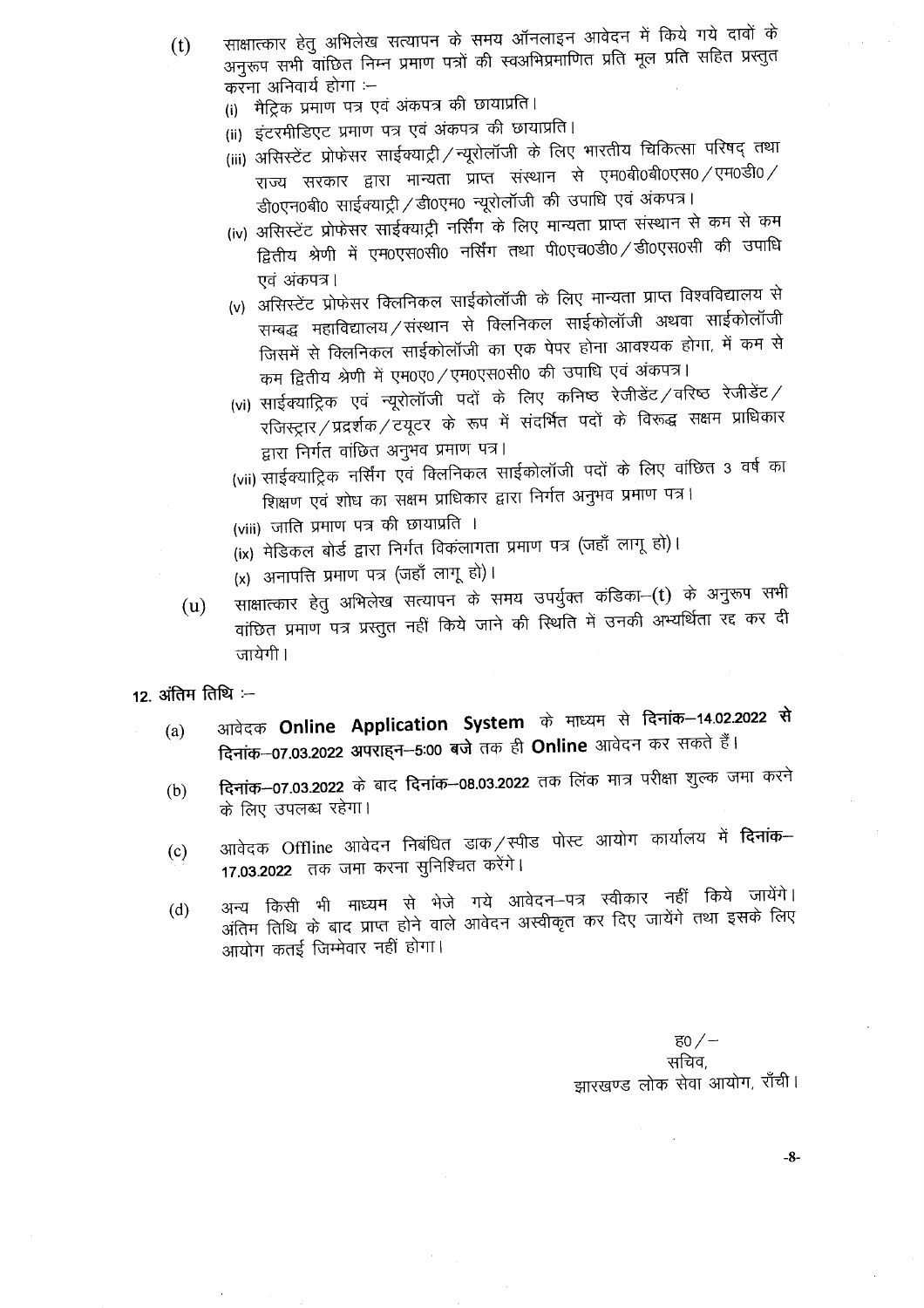(t) साक्षात्कार हेतु अभिलेख सत्यापन के समय ऑनलाइन आवेदन में किये गये दावों के अनुरूप सभी वांछित निम्न प्रमाण पत्रों की स्वअभिप्रमाणित प्रति मूल प्रति सहित प्रस्तुत करना अनिवार्य होगा :–

  (i) मैट्रिक प्रमाण पत्र एवं अंकपत्र की छायाप्रति।

  (ii) इंटरमीडिएट प्रमाण पत्र एवं अंकपत्र की छायाप्रति।

  (iii) असिस्टेंट प्रोफेसर साईक्याट्री / न्यूरोलॉजी के लिए भारतीय चिकित्सा परिषद् तथा राज्य सरकार द्वारा मान्यता प्राप्त संस्थान से एम0बी0बी0एस0 / एम0डी0 / डी0एन0बी0 साईक्याट्री / डी0एम0 न्यूरोलॉजी की उपाधि एवं अंकपत्र।

  (iv) असिस्टेंट प्रोफेसर साईक्याट्री नर्सिंग के लिए मान्यता प्राप्त संस्थान से कम से कम द्वितीय श्रेणी में एम0एस0सी0 नर्सिंग तथा पी0एच0डी0 / डी0एस0सी की उपाधि एवं अंकपत्र।

  (v) असिस्टेंट प्रोफेसर क्लिनिकल साईकोलॉजी के लिए मान्यता प्राप्त विश्वविद्यालय से सम्बद्ध महाविद्यालय / संस्थान से क्लिनिकल साईकोलॉजी अथवा साईकोलॉजी जिसमें से क्लिनिकल साईकोलॉजी का एक पेपर होना आवश्यक होगा, में कम से कम द्वितीय श्रेणी में एम0ए0 / एम0एस0सी0 की उपाधि एवं अंकपत्र।

  (vi) साईक्याट्रिक एवं न्यूरोलॉजी पदों के लिए कनिष्ठ रेजीडेंट / वरिष्ठ रेजीडेंट / रजिस्ट्रार / प्रदर्शक / टयूटर के रूप में संदर्भित पदों के विरूद्ध सक्षम प्राधिकार द्वारा निर्गत वांछित अनुभव प्रमाण पत्र।

  (vii) साईक्याट्रिक नर्सिंग एवं क्लिनिकल साईकोलॉजी पदों के लिए वांछित 3 वर्ष का शिक्षण एवं शोध का सक्षम प्राधिकार द्वारा निर्गत अनुभव प्रमाण पत्र।

  (viii) जाति प्रमाण पत्र की छायाप्रति ।

  (ix) मेडिकल बोर्ड द्वारा निर्गत विकलांगता प्रमाण पत्र (जहाँ लागू हो)।

  (x) अनापत्ति प्रमाण पत्र (जहाँ लागू हो)।

(u) साक्षात्कार हेतु अभिलेख सत्यापन के समय उपर्युक्त कंडिका–(t) के अनुरूप सभी वांछित प्रमाण पत्र प्रस्तुत नहीं किये जाने की स्थिति में उनकी अभ्यर्थिता रद्द कर दी जायेगी।

## 12. अंतिम तिथि :–

(a) आवेदक **Online Application System** के माध्यम से **दिनांक–14.02.2022 से दिनांक–07.03.2022 अपराह्न–5:00 बजे** तक ही **Online** आवेदन कर सकते हैं।

(b) **दिनांक–07.03.2022** के बाद **दिनांक–08.03.2022** तक लिंक मात्र परीक्षा शुल्क जमा करने के लिए उपलब्ध रहेगा।

(c) आवेदक Offline आवेदन निबंधित डाक / स्पीड पोस्ट आयोग कार्यालय में **दिनांक–17.03.2022** तक जमा करना सुनिश्चित करेंगे।

(d) अन्य किसी भी माध्यम से भेजे गये आवेदन–पत्र स्वीकार नहीं किये जायेंगे। अंतिम तिथि के बाद प्राप्त होने वाले आवेदन अस्वीकृत कर दिए जायेंगे तथा इसके लिए आयोग कतई जिम्मेवार नहीं होगा।

ह0 / –

सचिव,

झारखण्ड लोक सेवा आयोग, राँची।